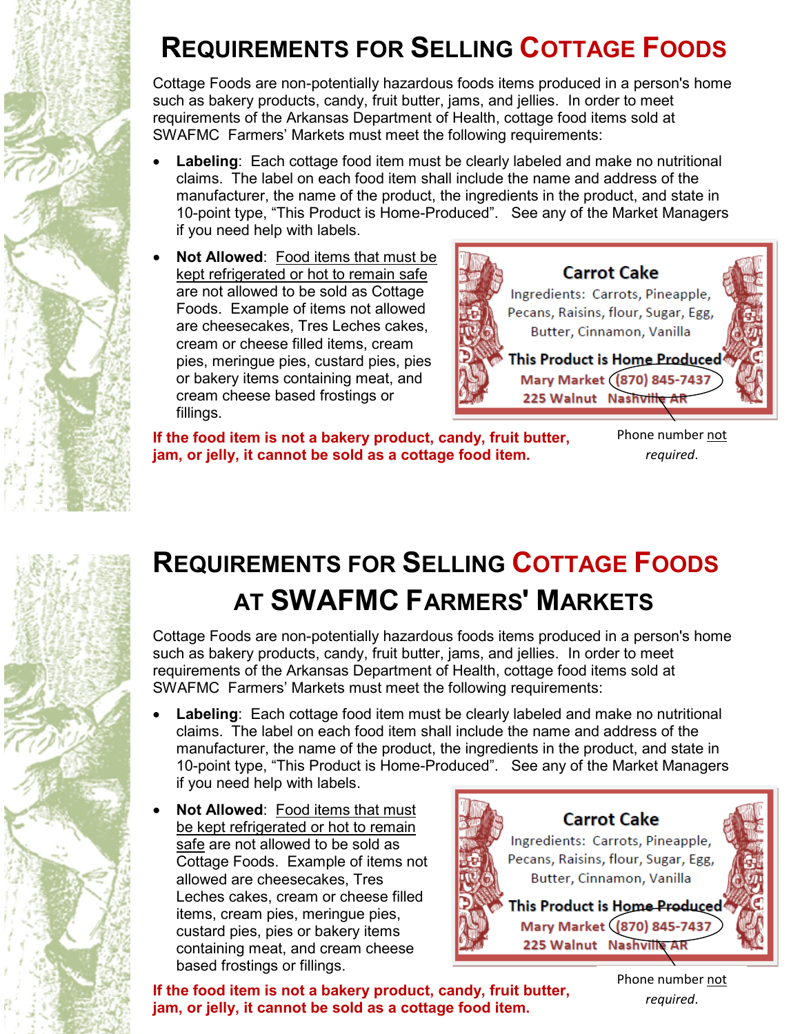# Requirements for Selling Cottage Foods

Cottage Foods are non-potentially hazardous foods items produced in a person's home such as bakery products, candy, fruit butter, jams, and jellies. In order to meet requirements of the Arkansas Department of Health, cottage food items sold at SWAFMC Farmers' Markets must meet the following requirements:

- **Labeling**: Each cottage food item must be clearly labeled and make no nutritional claims. The label on each food item shall include the name and address of the manufacturer, the name of the product, the ingredients in the product, and state in 10-point type, "This Product is Home-Produced". See any of the Market Managers if you need help with labels.
- **Not Allowed**: Food items that must be kept refrigerated or hot to remain safe are not allowed to be sold as Cottage Foods. Example of items not allowed are cheesecakes, Tres Leches cakes, cream or cheese filled items, cream pies, meringue pies, custard pies, pies or bakery items containing meat, and cream cheese based frostings or fillings.

**Carrot Cake**
Ingredients: Carrots, Pineapple, Pecans, Raisins, flour, Sugar, Egg, Butter, Cinnamon, Vanilla
**This Product is Home Produced**
Mary Market (870) 845-7437
225 Walnut Nashville AR

Phone number not *required*.

**If the food item is not a bakery product, candy, fruit butter, jam, or jelly, it cannot be sold as a cottage food item.**

# Requirements for Selling Cottage Foods at SWAFMC Farmers' Markets

Cottage Foods are non-potentially hazardous foods items produced in a person's home such as bakery products, candy, fruit butter, jams, and jellies. In order to meet requirements of the Arkansas Department of Health, cottage food items sold at SWAFMC Farmers' Markets must meet the following requirements:

- **Labeling**: Each cottage food item must be clearly labeled and make no nutritional claims. The label on each food item shall include the name and address of the manufacturer, the name of the product, the ingredients in the product, and state in 10-point type, "This Product is Home-Produced". See any of the Market Managers if you need help with labels.
- **Not Allowed**: Food items that must be kept refrigerated or hot to remain safe are not allowed to be sold as Cottage Foods. Example of items not allowed are cheesecakes, Tres Leches cakes, cream or cheese filled items, cream pies, meringue pies, custard pies, pies or bakery items containing meat, and cream cheese based frostings or fillings.

**Carrot Cake**
Ingredients: Carrots, Pineapple, Pecans, Raisins, flour, Sugar, Egg, Butter, Cinnamon, Vanilla
**This Product is Home Produced**
Mary Market (870) 845-7437
225 Walnut Nashville AR

Phone number not *required*.

**If the food item is not a bakery product, candy, fruit butter, jam, or jelly, it cannot be sold as a cottage food item.**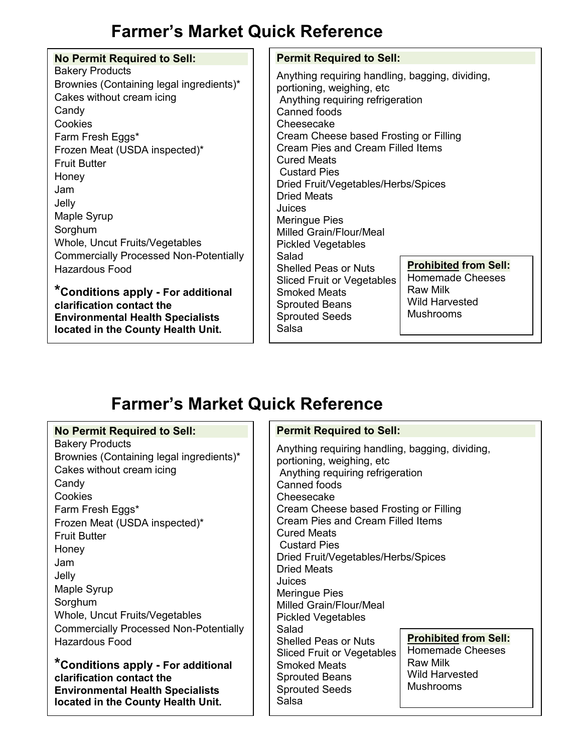# Farmer's Market Quick Reference

**No Permit Required to Sell:**

Bakery Products
Brownies (Containing legal ingredients)*
Cakes without cream icing
Candy
Cookies
Farm Fresh Eggs*
Frozen Meat (USDA inspected)*
Fruit Butter
Honey
Jam
Jelly
Maple Syrup
Sorghum
Whole, Uncut Fruits/Vegetables
Commercially Processed Non-Potentially Hazardous Food

***Conditions apply - For additional clarification contact the Environmental Health Specialists located in the County Health Unit.**

**Permit Required to Sell:**

Anything requiring handling, bagging, dividing, portioning, weighing, etc
Anything requiring refrigeration
Canned foods
Cheesecake
Cream Cheese based Frosting or Filling
Cream Pies and Cream Filled Items
Cured Meats
Custard Pies
Dried Fruit/Vegetables/Herbs/Spices
Dried Meats
Juices
Meringue Pies
Milled Grain/Flour/Meal
Pickled Vegetables
Salad
Shelled Peas or Nuts
Sliced Fruit or Vegetables
Smoked Meats
Sprouted Beans
Sprouted Seeds
Salsa

**Prohibited from Sell:**

Homemade Cheeses
Raw Milk
Wild Harvested Mushrooms

# Farmer's Market Quick Reference

**No Permit Required to Sell:**

Bakery Products
Brownies (Containing legal ingredients)*
Cakes without cream icing
Candy
Cookies
Farm Fresh Eggs*
Frozen Meat (USDA inspected)*
Fruit Butter
Honey
Jam
Jelly
Maple Syrup
Sorghum
Whole, Uncut Fruits/Vegetables
Commercially Processed Non-Potentially Hazardous Food

***Conditions apply - For additional clarification contact the Environmental Health Specialists located in the County Health Unit.**

**Permit Required to Sell:**

Anything requiring handling, bagging, dividing, portioning, weighing, etc
Anything requiring refrigeration
Canned foods
Cheesecake
Cream Cheese based Frosting or Filling
Cream Pies and Cream Filled Items
Cured Meats
Custard Pies
Dried Fruit/Vegetables/Herbs/Spices
Dried Meats
Juices
Meringue Pies
Milled Grain/Flour/Meal
Pickled Vegetables
Salad
Shelled Peas or Nuts
Sliced Fruit or Vegetables
Smoked Meats
Sprouted Beans
Sprouted Seeds
Salsa

**Prohibited from Sell:**

Homemade Cheeses
Raw Milk
Wild Harvested Mushrooms